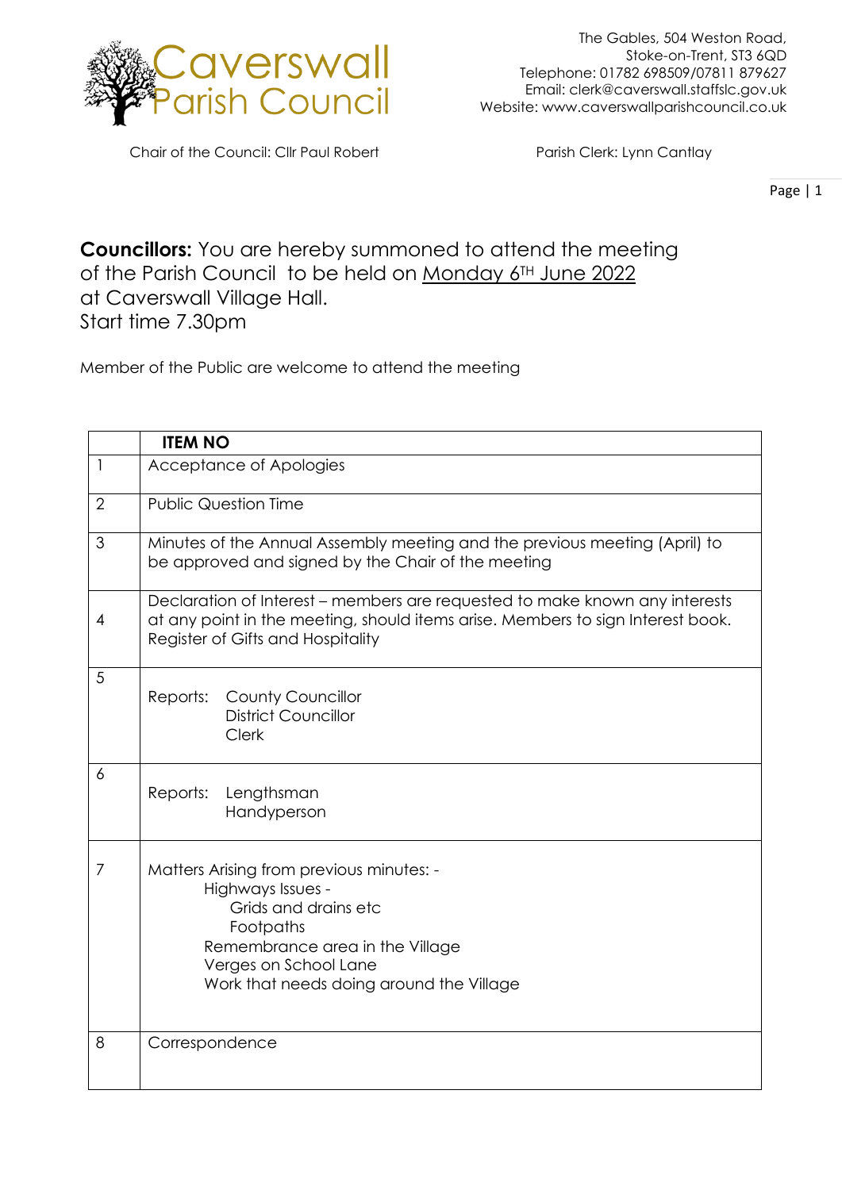# Caverswall Parish Council

The Gables, 504 Weston Road,
Stoke-on-Trent, ST3 6QD
Telephone: 01782 698509/07811 879627
Email: clerk@caverswall.staffslc.gov.uk
Website: www.caverswallparishcouncil.co.uk

Chair of the Council: Cllr Paul Robert

Parish Clerk: Lynn Cantlay

**Councillors:** You are hereby summoned to attend the meeting of the Parish Council to be held on Monday 6TH June 2022 at Caverswall Village Hall.
Start time 7.30pm

Member of the Public are welcome to attend the meeting

| | ITEM NO |
|---|---|
| 1 | Acceptance of Apologies |
| 2 | Public Question Time |
| 3 | Minutes of the Annual Assembly meeting and the previous meeting (April) to be approved and signed by the Chair of the meeting |
| 4 | Declaration of Interest – members are requested to make known any interests at any point in the meeting, should items arise. Members to sign Interest book. Register of Gifts and Hospitality |
| 5 | Reports: County Councillor<br>District Councillor<br>Clerk |
| 6 | Reports: Lengthsman<br>Handyperson |
| 7 | Matters Arising from previous minutes: -<br>Highways Issues -<br>Grids and drains etc<br>Footpaths<br>Remembrance area in the Village<br>Verges on School Lane<br>Work that needs doing around the Village |
| 8 | Correspondence |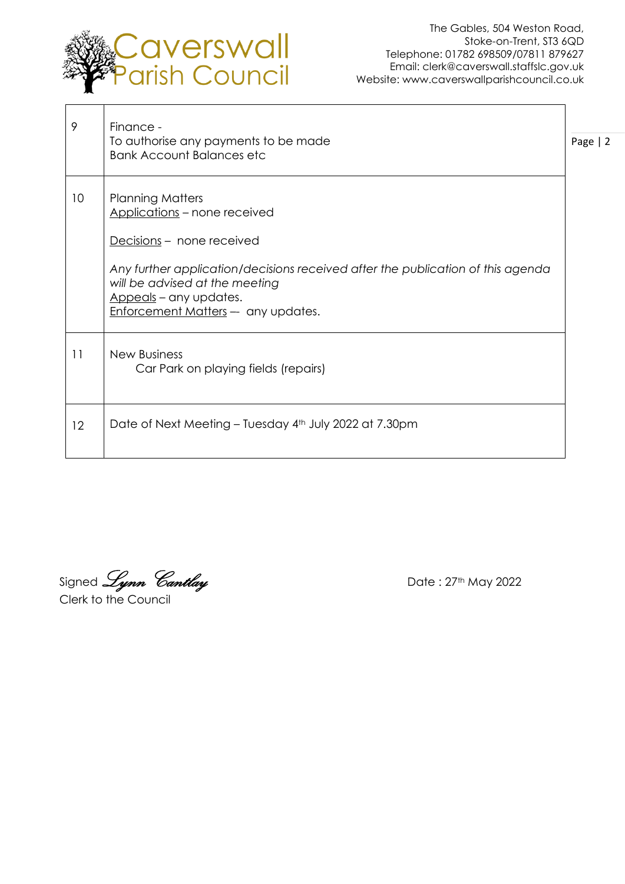# Caverswall Parish Council

The Gables, 504 Weston Road,
Stoke-on-Trent, ST3 6QD
Telephone: 01782 698509/07811 879627
Email: clerk@caverswall.staffslc.gov.uk
Website: www.caverswallparishcouncil.co.uk

| | |
|---|---|
| 9 | Finance -<br>To authorise any payments to be made<br>Bank Account Balances etc |
| 10 | Planning Matters<br><u>Applications</u> – none received<br><br><u>Decisions</u> – none received<br><br>*Any further application/decisions received after the publication of this agenda will be advised at the meeting*<br><u>Appeals</u> – any updates.<br><u>Enforcement Matters</u> – any updates. |
| 11 | New Business<br>Car Park on playing fields (repairs) |
| 12 | Date of Next Meeting – Tuesday 4th July 2022 at 7.30pm |

Signed *Lynn Cantlay*
Clerk to the Council

Date : 27th May 2022